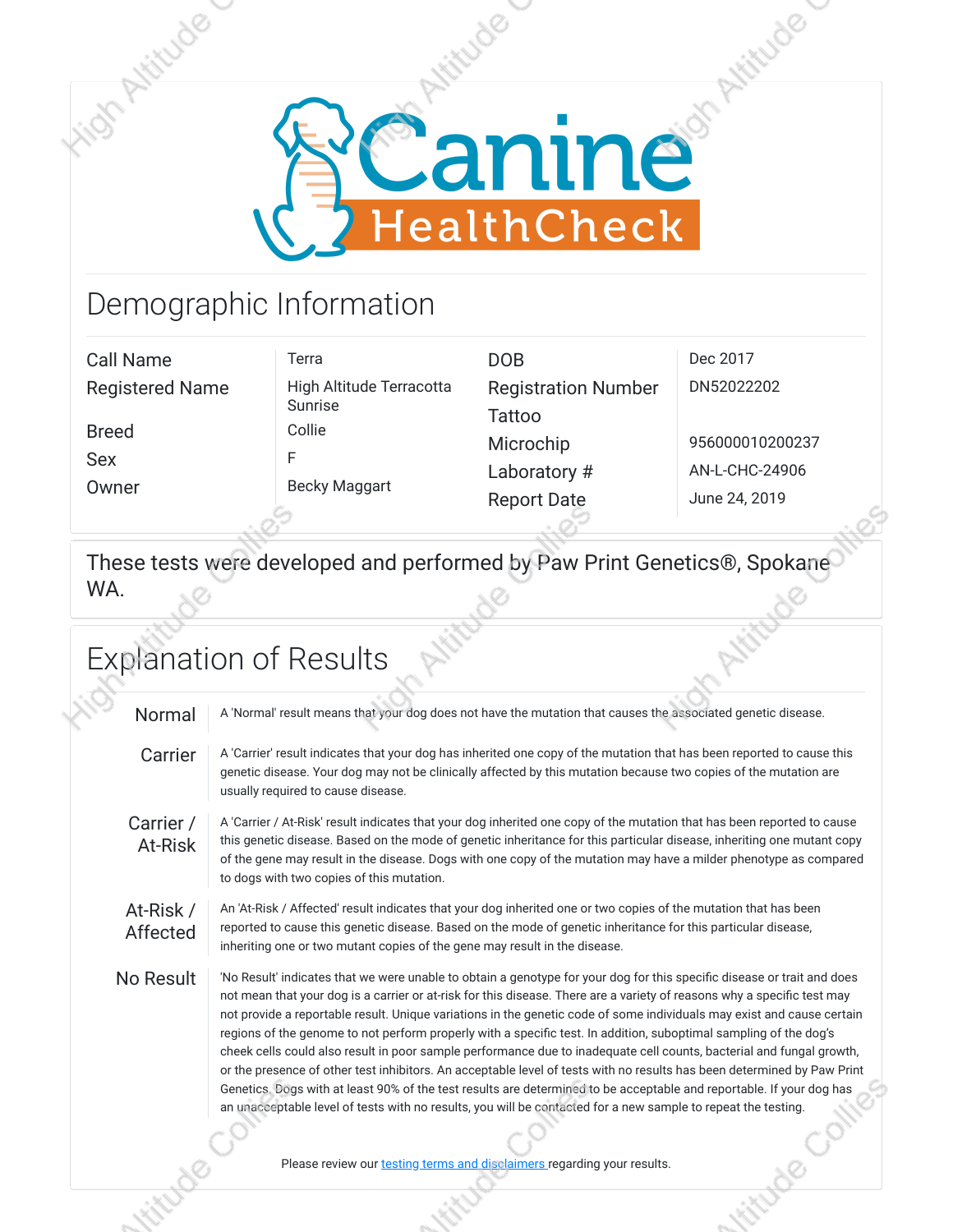# Canine HealthCheck

## Demographic Information

| | | | |
|---|---|---|---|
| Call Name | Terra | DOB | Dec 2017 |
| Registered Name | High Altitude Terracotta Sunrise | Registration Number | DN52022202 |
| Breed | Collie | Tattoo | |
| Sex | F | Microchip | 956000010200237 |
| Owner | Becky Maggart | Laboratory # | AN-L-CHC-24906 |
| | | Report Date | June 24, 2019 |

These tests were developed and performed by Paw Print Genetics®, Spokane WA.

## Explanation of Results

**Normal**
A 'Normal' result means that your dog does not have the mutation that causes the associated genetic disease.

**Carrier**
A 'Carrier' result indicates that your dog has inherited one copy of the mutation that has been reported to cause this genetic disease. Your dog may not be clinically affected by this mutation because two copies of the mutation are usually required to cause disease.

**Carrier / At-Risk**
A 'Carrier / At-Risk' result indicates that your dog inherited one copy of the mutation that has been reported to cause this genetic disease. Based on the mode of genetic inheritance for this particular disease, inheriting one mutant copy of the gene may result in the disease. Dogs with one copy of the mutation may have a milder phenotype as compared to dogs with two copies of this mutation.

**At-Risk / Affected**
An 'At-Risk / Affected' result indicates that your dog inherited one or two copies of the mutation that has been reported to cause this genetic disease. Based on the mode of genetic inheritance for this particular disease, inheriting one or two mutant copies of the gene may result in the disease.

**No Result**
'No Result' indicates that we were unable to obtain a genotype for your dog for this specific disease or trait and does not mean that your dog is a carrier or at-risk for this disease. There are a variety of reasons why a specific test may not provide a reportable result. Unique variations in the genetic code of some individuals may exist and cause certain regions of the genome to not perform properly with a specific test. In addition, suboptimal sampling of the dog's cheek cells could also result in poor sample performance due to inadequate cell counts, bacterial and fungal growth, or the presence of other test inhibitors. An acceptable level of tests with no results has been determined by Paw Print Genetics. Dogs with at least 90% of the test results are determined to be acceptable and reportable. If your dog has an unacceptable level of tests with no results, you will be contacted for a new sample to repeat the testing.

Please review our [testing terms and disclaimers](testing terms and disclaimers) regarding your results.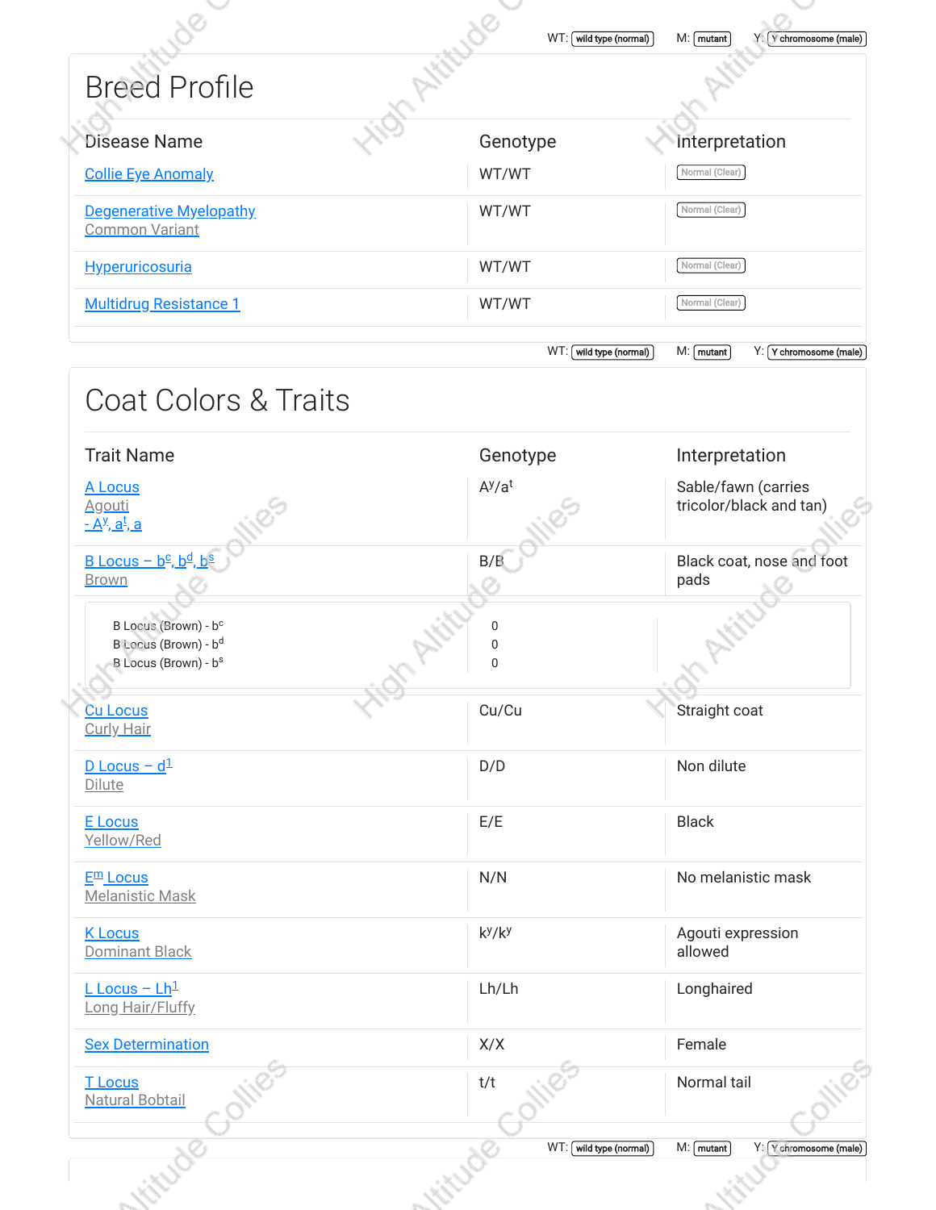WT: wild type (normal) M: mutant Y: Y chromosome (male)

## Breed Profile

| Disease Name | Genotype | Interpretation |
|---|---|---|
| Collie Eye Anomaly | WT/WT | Normal (Clear) |
| Degenerative Myelopathy Common Variant | WT/WT | Normal (Clear) |
| Hyperuricosuria | WT/WT | Normal (Clear) |
| Multidrug Resistance 1 | WT/WT | Normal (Clear) |

WT: wild type (normal) M: mutant Y: Y chromosome (male)

## Coat Colors & Traits

| Trait Name | Genotype | Interpretation |
|---|---|---|
| A Locus Agouti - $A^y$, $a^t$, a | $A^y/a^t$ | Sable/fawn (carries tricolor/black and tan) |
| B Locus – $b^c$, $b^d$, $b^s$ Brown | B/B | Black coat, nose and foot pads |
| B Locus (Brown) - $b^c$ | 0 | |
| B Locus (Brown) - $b^d$ | 0 | |
| B Locus (Brown) - $b^s$ | 0 | |
| Cu Locus Curly Hair | Cu/Cu | Straight coat |
| D Locus – $d^1$ Dilute | D/D | Non dilute |
| E Locus Yellow/Red | E/E | Black |
| $E^m$ Locus Melanistic Mask | N/N | No melanistic mask |
| K Locus Dominant Black | $k^y/k^y$ | Agouti expression allowed |
| L Locus – $Lh^1$ Long Hair/Fluffy | Lh/Lh | Longhaired |
| Sex Determination | X/X | Female |
| T Locus Natural Bobtail | t/t | Normal tail |

WT: wild type (normal) M: mutant Y: Y chromosome (male)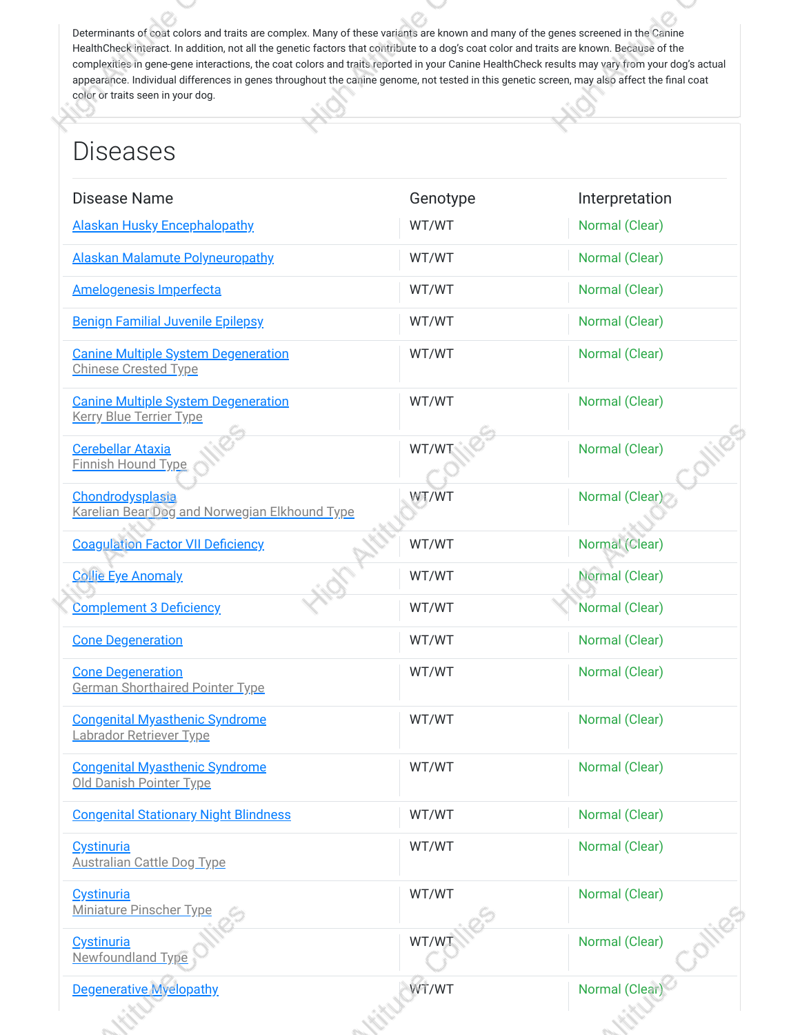Determinants of coat colors and traits are complex. Many of these variants are known and many of the genes screened in the Canine HealthCheck interact. In addition, not all the genetic factors that contribute to a dog's coat color and traits are known. Because of the complexities in gene-gene interactions, the coat colors and traits reported in your Canine HealthCheck results may vary from your dog's actual appearance. Individual differences in genes throughout the canine genome, not tested in this genetic screen, may also affect the final coat color or traits seen in your dog.

# Diseases

| Disease Name | Genotype | Interpretation |
|---|---|---|
| Alaskan Husky Encephalopathy | WT/WT | Normal (Clear) |
| Alaskan Malamute Polyneuropathy | WT/WT | Normal (Clear) |
| Amelogenesis Imperfecta | WT/WT | Normal (Clear) |
| Benign Familial Juvenile Epilepsy | WT/WT | Normal (Clear) |
| Canine Multiple System Degeneration<br>Chinese Crested Type | WT/WT | Normal (Clear) |
| Canine Multiple System Degeneration<br>Kerry Blue Terrier Type | WT/WT | Normal (Clear) |
| Cerebellar Ataxia<br>Finnish Hound Type | WT/WT | Normal (Clear) |
| Chondrodysplasia<br>Karelian Bear Dog and Norwegian Elkhound Type | WT/WT | Normal (Clear) |
| Coagulation Factor VII Deficiency | WT/WT | Normal (Clear) |
| Collie Eye Anomaly | WT/WT | Normal (Clear) |
| Complement 3 Deficiency | WT/WT | Normal (Clear) |
| Cone Degeneration | WT/WT | Normal (Clear) |
| Cone Degeneration<br>German Shorthaired Pointer Type | WT/WT | Normal (Clear) |
| Congenital Myasthenic Syndrome<br>Labrador Retriever Type | WT/WT | Normal (Clear) |
| Congenital Myasthenic Syndrome<br>Old Danish Pointer Type | WT/WT | Normal (Clear) |
| Congenital Stationary Night Blindness | WT/WT | Normal (Clear) |
| Cystinuria<br>Australian Cattle Dog Type | WT/WT | Normal (Clear) |
| Cystinuria<br>Miniature Pinscher Type | WT/WT | Normal (Clear) |
| Cystinuria<br>Newfoundland Type | WT/WT | Normal (Clear) |
| Degenerative Myelopathy | WT/WT | Normal (Clear) |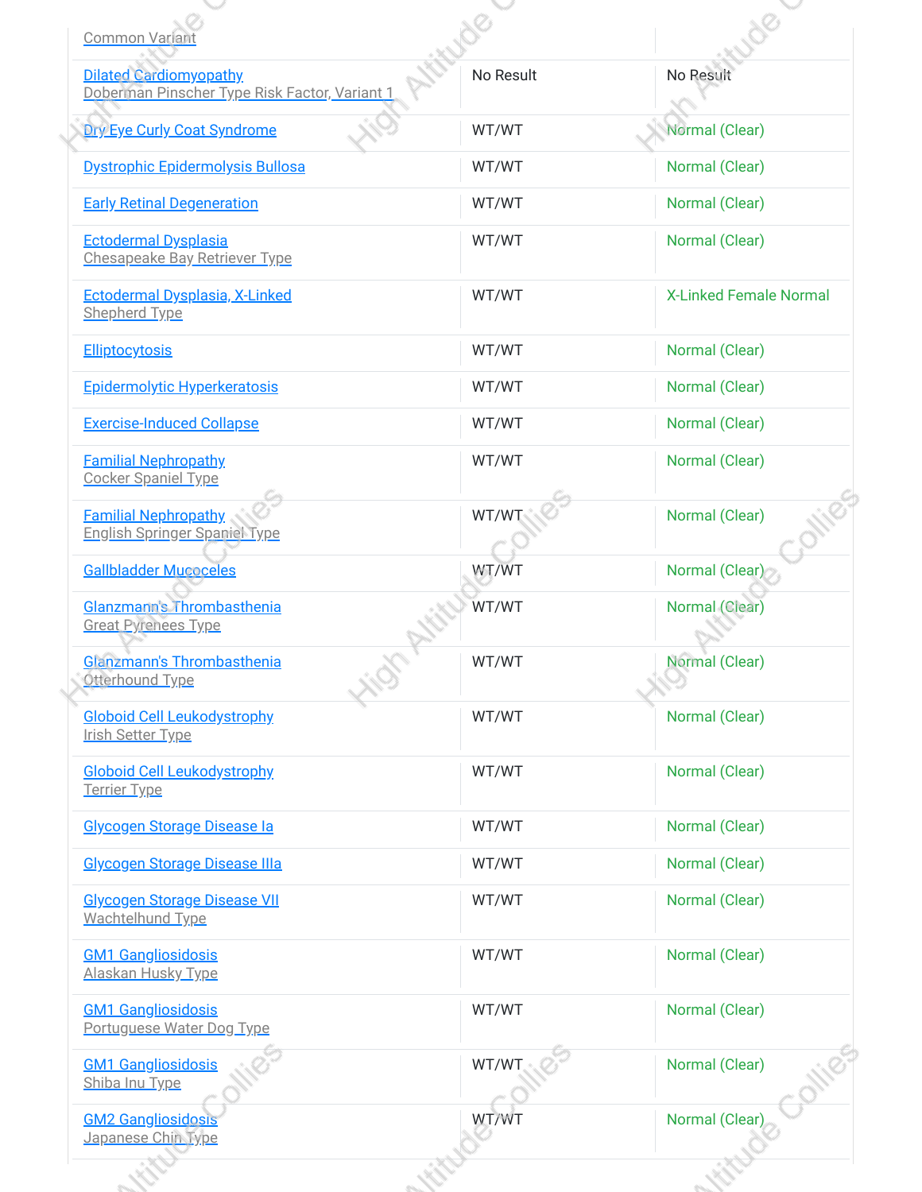| | | |
|---|---|---|
| Common Variant | | |
| Dilated Cardiomyopathy<br>Doberman Pinscher Type Risk Factor, Variant 1 | No Result | No Result |
| Dry Eye Curly Coat Syndrome | WT/WT | Normal (Clear) |
| Dystrophic Epidermolysis Bullosa | WT/WT | Normal (Clear) |
| Early Retinal Degeneration | WT/WT | Normal (Clear) |
| Ectodermal Dysplasia<br>Chesapeake Bay Retriever Type | WT/WT | Normal (Clear) |
| Ectodermal Dysplasia, X-Linked<br>Shepherd Type | WT/WT | X-Linked Female Normal |
| Elliptocytosis | WT/WT | Normal (Clear) |
| Epidermolytic Hyperkeratosis | WT/WT | Normal (Clear) |
| Exercise-Induced Collapse | WT/WT | Normal (Clear) |
| Familial Nephropathy<br>Cocker Spaniel Type | WT/WT | Normal (Clear) |
| Familial Nephropathy<br>English Springer Spaniel Type | WT/WT | Normal (Clear) |
| Gallbladder Mucoceles | WT/WT | Normal (Clear) |
| Glanzmann's Thrombasthenia<br>Great Pyrenees Type | WT/WT | Normal (Clear) |
| Glanzmann's Thrombasthenia<br>Otterhound Type | WT/WT | Normal (Clear) |
| Globoid Cell Leukodystrophy<br>Irish Setter Type | WT/WT | Normal (Clear) |
| Globoid Cell Leukodystrophy<br>Terrier Type | WT/WT | Normal (Clear) |
| Glycogen Storage Disease Ia | WT/WT | Normal (Clear) |
| Glycogen Storage Disease IIIa | WT/WT | Normal (Clear) |
| Glycogen Storage Disease VII<br>Wachtelhund Type | WT/WT | Normal (Clear) |
| GM1 Gangliosidosis<br>Alaskan Husky Type | WT/WT | Normal (Clear) |
| GM1 Gangliosidosis<br>Portuguese Water Dog Type | WT/WT | Normal (Clear) |
| GM1 Gangliosidosis<br>Shiba Inu Type | WT/WT | Normal (Clear) |
| GM2 Gangliosidosis<br>Japanese Chin Type | WT/WT | Normal (Clear) |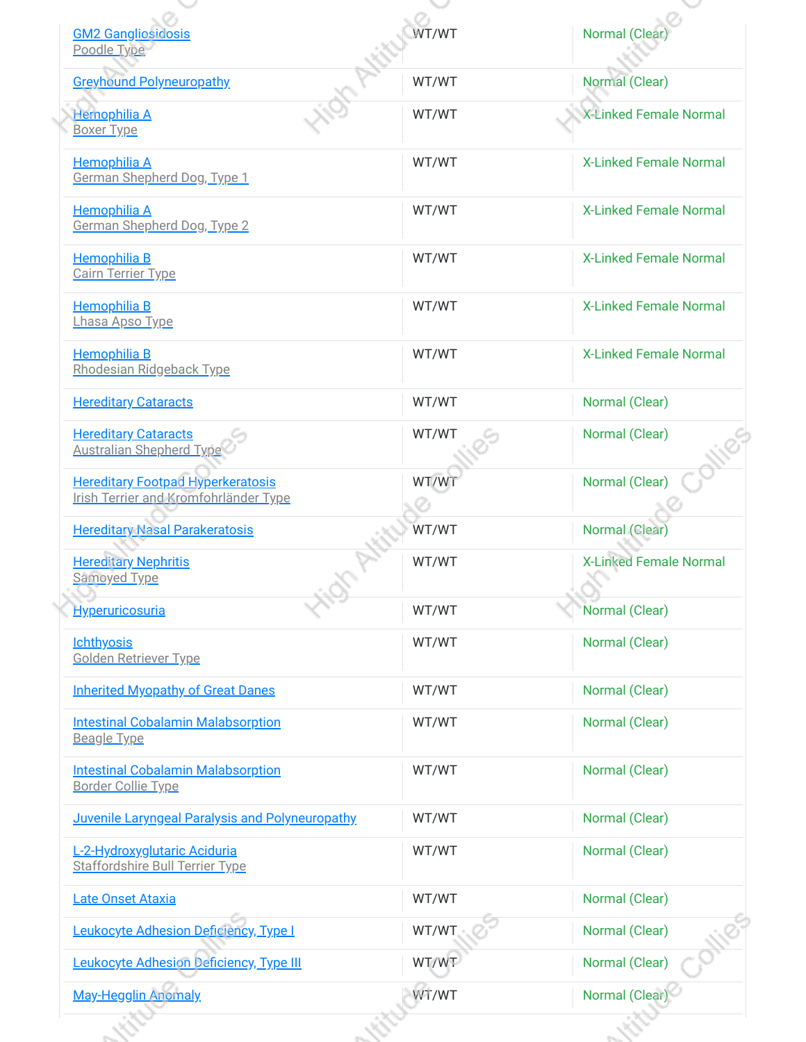| | | |
|---|---|---|
| GM2 Gangliosidosis<br>Poodle Type | WT/WT | Normal (Clear) |
| Greyhound Polyneuropathy | WT/WT | Normal (Clear) |
| Hemophilia A<br>Boxer Type | WT/WT | X-Linked Female Normal |
| Hemophilia A<br>German Shepherd Dog, Type 1 | WT/WT | X-Linked Female Normal |
| Hemophilia A<br>German Shepherd Dog, Type 2 | WT/WT | X-Linked Female Normal |
| Hemophilia B<br>Cairn Terrier Type | WT/WT | X-Linked Female Normal |
| Hemophilia B<br>Lhasa Apso Type | WT/WT | X-Linked Female Normal |
| Hemophilia B<br>Rhodesian Ridgeback Type | WT/WT | X-Linked Female Normal |
| Hereditary Cataracts | WT/WT | Normal (Clear) |
| Hereditary Cataracts<br>Australian Shepherd Type | WT/WT | Normal (Clear) |
| Hereditary Footpad Hyperkeratosis<br>Irish Terrier and Kromfohrländer Type | WT/WT | Normal (Clear) |
| Hereditary Nasal Parakeratosis | WT/WT | Normal (Clear) |
| Hereditary Nephritis<br>Samoyed Type | WT/WT | X-Linked Female Normal |
| Hyperuricosuria | WT/WT | Normal (Clear) |
| Ichthyosis<br>Golden Retriever Type | WT/WT | Normal (Clear) |
| Inherited Myopathy of Great Danes | WT/WT | Normal (Clear) |
| Intestinal Cobalamin Malabsorption<br>Beagle Type | WT/WT | Normal (Clear) |
| Intestinal Cobalamin Malabsorption<br>Border Collie Type | WT/WT | Normal (Clear) |
| Juvenile Laryngeal Paralysis and Polyneuropathy | WT/WT | Normal (Clear) |
| L-2-Hydroxyglutaric Aciduria<br>Staffordshire Bull Terrier Type | WT/WT | Normal (Clear) |
| Late Onset Ataxia | WT/WT | Normal (Clear) |
| Leukocyte Adhesion Deficiency, Type I | WT/WT | Normal (Clear) |
| Leukocyte Adhesion Deficiency, Type III | WT/WT | Normal (Clear) |
| May-Hegglin Anomaly | WT/WT | Normal (Clear) |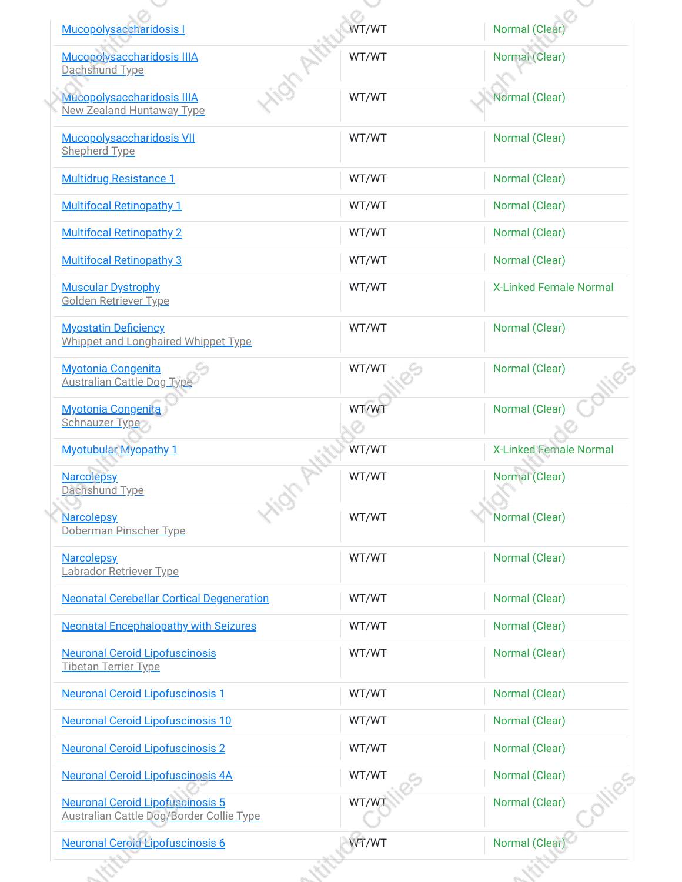| | | |
|---|---|---|
| Mucopolysaccharidosis I | WT/WT | Normal (Clear) |
| Mucopolysaccharidosis IIIA<br>Dachshund Type | WT/WT | Normal (Clear) |
| Mucopolysaccharidosis IIIA<br>New Zealand Huntaway Type | WT/WT | Normal (Clear) |
| Mucopolysaccharidosis VII<br>Shepherd Type | WT/WT | Normal (Clear) |
| Multidrug Resistance 1 | WT/WT | Normal (Clear) |
| Multifocal Retinopathy 1 | WT/WT | Normal (Clear) |
| Multifocal Retinopathy 2 | WT/WT | Normal (Clear) |
| Multifocal Retinopathy 3 | WT/WT | Normal (Clear) |
| Muscular Dystrophy<br>Golden Retriever Type | WT/WT | X-Linked Female Normal |
| Myostatin Deficiency<br>Whippet and Longhaired Whippet Type | WT/WT | Normal (Clear) |
| Myotonia Congenita<br>Australian Cattle Dog Type | WT/WT | Normal (Clear) |
| Myotonia Congenita<br>Schnauzer Type | WT/WT | Normal (Clear) |
| Myotubular Myopathy 1 | WT/WT | X-Linked Female Normal |
| Narcolepsy<br>Dachshund Type | WT/WT | Normal (Clear) |
| Narcolepsy<br>Doberman Pinscher Type | WT/WT | Normal (Clear) |
| Narcolepsy<br>Labrador Retriever Type | WT/WT | Normal (Clear) |
| Neonatal Cerebellar Cortical Degeneration | WT/WT | Normal (Clear) |
| Neonatal Encephalopathy with Seizures | WT/WT | Normal (Clear) |
| Neuronal Ceroid Lipofuscinosis<br>Tibetan Terrier Type | WT/WT | Normal (Clear) |
| Neuronal Ceroid Lipofuscinosis 1 | WT/WT | Normal (Clear) |
| Neuronal Ceroid Lipofuscinosis 10 | WT/WT | Normal (Clear) |
| Neuronal Ceroid Lipofuscinosis 2 | WT/WT | Normal (Clear) |
| Neuronal Ceroid Lipofuscinosis 4A | WT/WT | Normal (Clear) |
| Neuronal Ceroid Lipofuscinosis 5<br>Australian Cattle Dog/Border Collie Type | WT/WT | Normal (Clear) |
| Neuronal Ceroid Lipofuscinosis 6 | WT/WT | Normal (Clear) |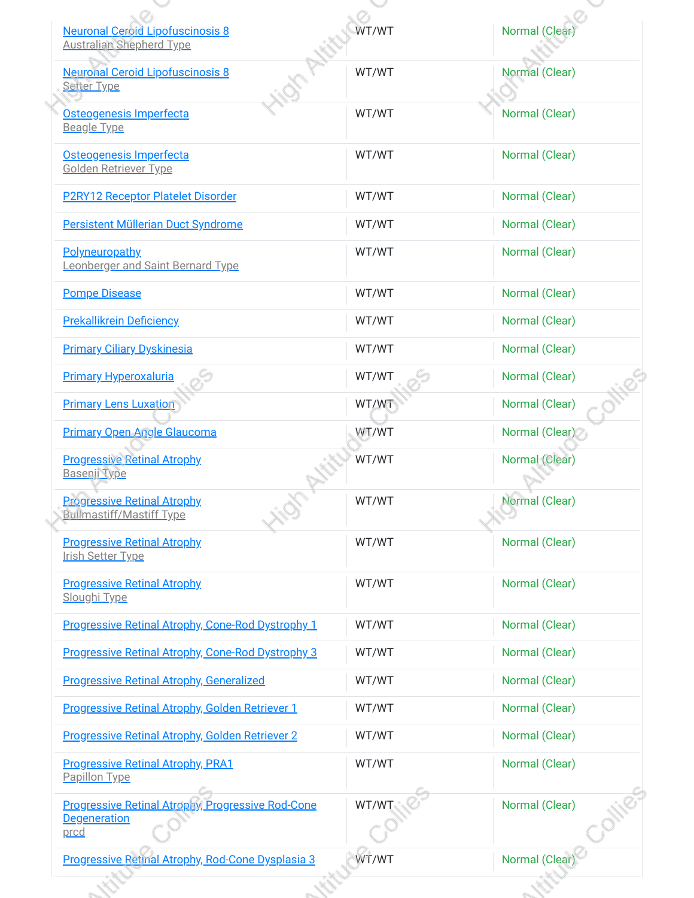| | | |
|---|---|---|
| Neuronal Ceroid Lipofuscinosis 8<br>Australian Shepherd Type | WT/WT | Normal (Clear) |
| Neuronal Ceroid Lipofuscinosis 8<br>Setter Type | WT/WT | Normal (Clear) |
| Osteogenesis Imperfecta<br>Beagle Type | WT/WT | Normal (Clear) |
| Osteogenesis Imperfecta<br>Golden Retriever Type | WT/WT | Normal (Clear) |
| P2RY12 Receptor Platelet Disorder | WT/WT | Normal (Clear) |
| Persistent Müllerian Duct Syndrome | WT/WT | Normal (Clear) |
| Polyneuropathy<br>Leonberger and Saint Bernard Type | WT/WT | Normal (Clear) |
| Pompe Disease | WT/WT | Normal (Clear) |
| Prekallikrein Deficiency | WT/WT | Normal (Clear) |
| Primary Ciliary Dyskinesia | WT/WT | Normal (Clear) |
| Primary Hyperoxaluria | WT/WT | Normal (Clear) |
| Primary Lens Luxation | WT/WT | Normal (Clear) |
| Primary Open Angle Glaucoma | WT/WT | Normal (Clear) |
| Progressive Retinal Atrophy<br>Basenji Type | WT/WT | Normal (Clear) |
| Progressive Retinal Atrophy<br>Bullmastiff/Mastiff Type | WT/WT | Normal (Clear) |
| Progressive Retinal Atrophy<br>Irish Setter Type | WT/WT | Normal (Clear) |
| Progressive Retinal Atrophy<br>Sloughi Type | WT/WT | Normal (Clear) |
| Progressive Retinal Atrophy, Cone-Rod Dystrophy 1 | WT/WT | Normal (Clear) |
| Progressive Retinal Atrophy, Cone-Rod Dystrophy 3 | WT/WT | Normal (Clear) |
| Progressive Retinal Atrophy, Generalized | WT/WT | Normal (Clear) |
| Progressive Retinal Atrophy, Golden Retriever 1 | WT/WT | Normal (Clear) |
| Progressive Retinal Atrophy, Golden Retriever 2 | WT/WT | Normal (Clear) |
| Progressive Retinal Atrophy, PRA1<br>Papillon Type | WT/WT | Normal (Clear) |
| Progressive Retinal Atrophy, Progressive Rod-Cone Degeneration<br>prcd | WT/WT | Normal (Clear) |
| Progressive Retinal Atrophy, Rod-Cone Dysplasia 3 | WT/WT | Normal (Clear) |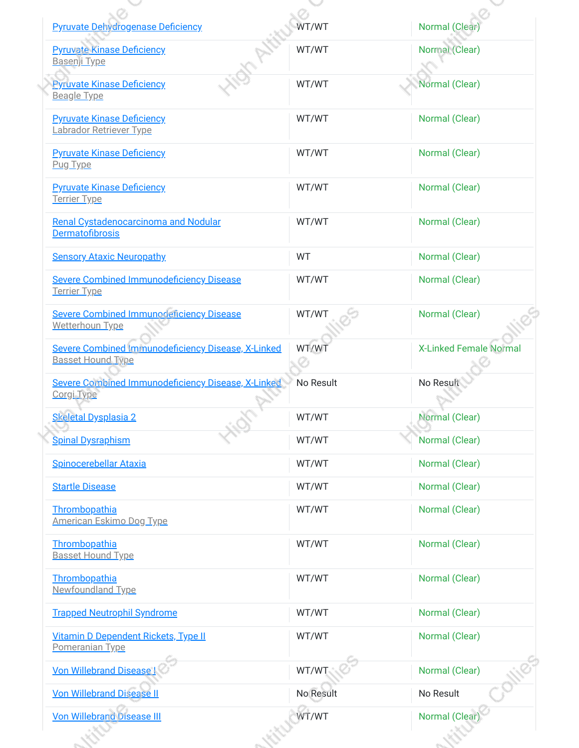| | | |
|---|---|---|
| Pyruvate Dehydrogenase Deficiency | WT/WT | Normal (Clear) |
| Pyruvate Kinase Deficiency Basenji Type | WT/WT | Normal (Clear) |
| Pyruvate Kinase Deficiency Beagle Type | WT/WT | Normal (Clear) |
| Pyruvate Kinase Deficiency Labrador Retriever Type | WT/WT | Normal (Clear) |
| Pyruvate Kinase Deficiency Pug Type | WT/WT | Normal (Clear) |
| Pyruvate Kinase Deficiency Terrier Type | WT/WT | Normal (Clear) |
| Renal Cystadenocarcinoma and Nodular Dermatofibrosis | WT/WT | Normal (Clear) |
| Sensory Ataxic Neuropathy | WT | Normal (Clear) |
| Severe Combined Immunodeficiency Disease Terrier Type | WT/WT | Normal (Clear) |
| Severe Combined Immunodeficiency Disease Wetterhoun Type | WT/WT | Normal (Clear) |
| Severe Combined Immunodeficiency Disease, X-Linked Basset Hound Type | WT/WT | X-Linked Female Normal |
| Severe Combined Immunodeficiency Disease, X-Linked Corgi Type | No Result | No Result |
| Skeletal Dysplasia 2 | WT/WT | Normal (Clear) |
| Spinal Dysraphism | WT/WT | Normal (Clear) |
| Spinocerebellar Ataxia | WT/WT | Normal (Clear) |
| Startle Disease | WT/WT | Normal (Clear) |
| Thrombopathia American Eskimo Dog Type | WT/WT | Normal (Clear) |
| Thrombopathia Basset Hound Type | WT/WT | Normal (Clear) |
| Thrombopathia Newfoundland Type | WT/WT | Normal (Clear) |
| Trapped Neutrophil Syndrome | WT/WT | Normal (Clear) |
| Vitamin D Dependent Rickets, Type II Pomeranian Type | WT/WT | Normal (Clear) |
| Von Willebrand Disease I | WT/WT | Normal (Clear) |
| Von Willebrand Disease II | No Result | No Result |
| Von Willebrand Disease III | WT/WT | Normal (Clear) |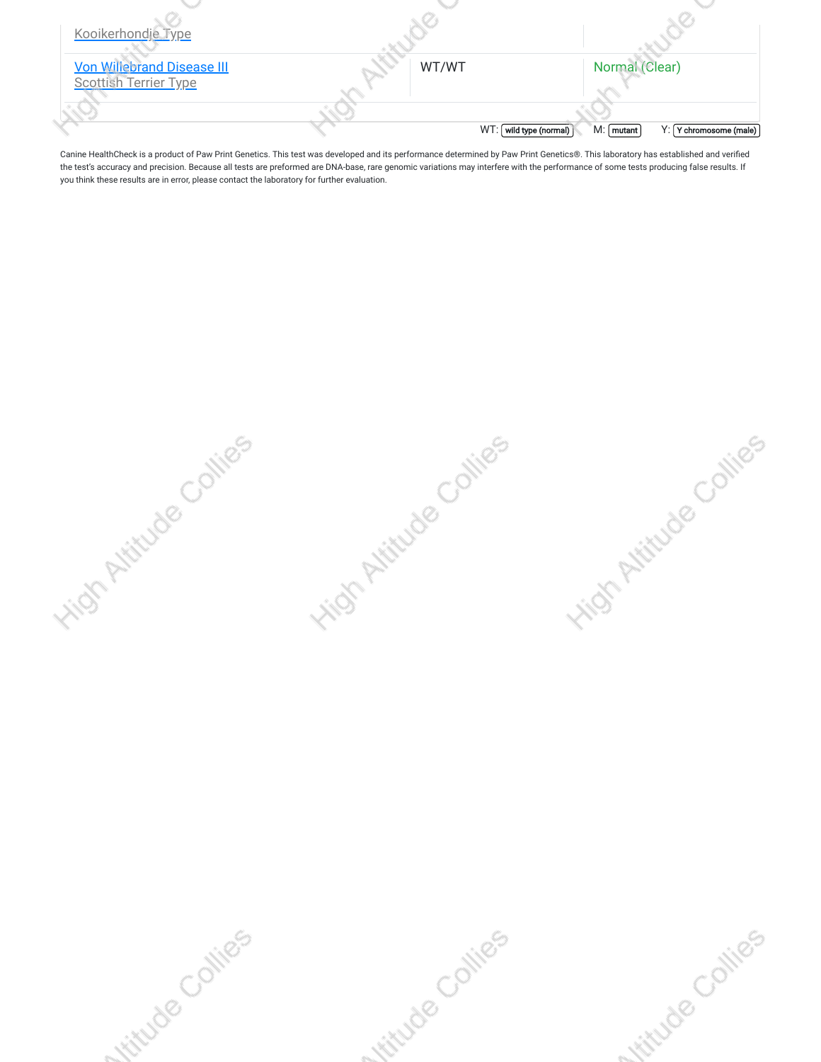| | | |
|---|---|---|
| Kooikerhondje Type | | |
| Von Willebrand Disease III<br>Scottish Terrier Type | WT/WT | Normal (Clear) |

WT: wild type (normal) M: mutant Y: Y chromosome (male)

Canine HealthCheck is a product of Paw Print Genetics. This test was developed and its performance determined by Paw Print Genetics®. This laboratory has established and verified the test's accuracy and precision. Because all tests are preformed are DNA-base, rare genomic variations may interfere with the performance of some tests producing false results. If you think these results are in error, please contact the laboratory for further evaluation.